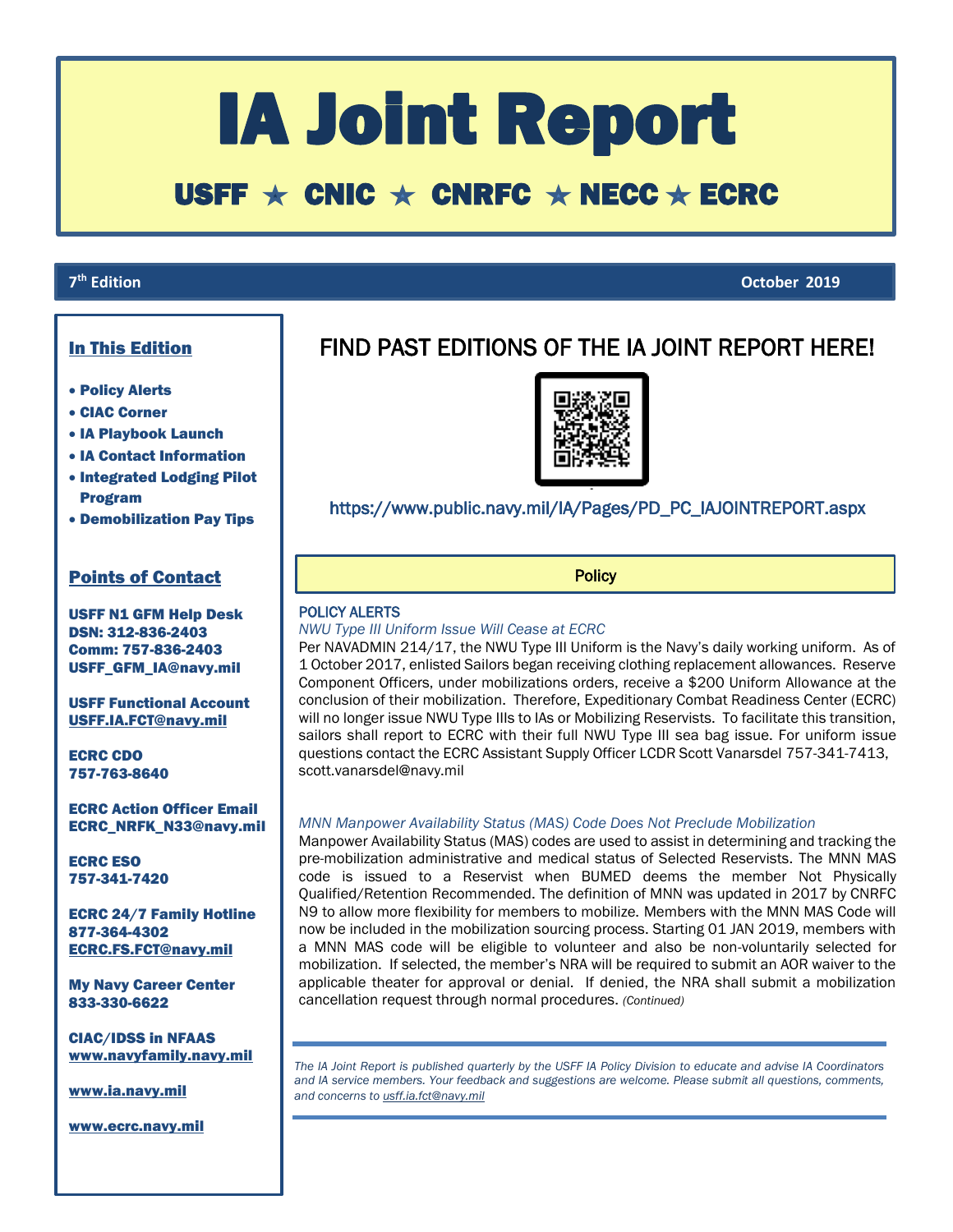# IA Joint Report

## USFF ★ CNIC ★ CNRFC ★ NECC ★ ECRC

**7th Edition** — **October 2019**

### In This Edition

- **Policy Alerts**
- **CIAC Corner**
- **IA Playbook Launch**
- **IA Contact Information**
- **Integrated Lodging Pilot Program**
- **Demobilization Pay Tips**

### Points of Contact

**USFF N1 GFM Help Desk**
**DSN: 312-836-2403**
**Comm: 757-836-2403**
**USFF_GFM_IA@navy.mil**

**USFF Functional Account**
**USFF.IA.FCT@navy.mil**

**ECRC CDO**
**757-763-8640**

**ECRC Action Officer Email**
**ECRC_NRFK_N33@navy.mil**

**ECRC ESO**
**757-341-7420**

**ECRC 24/7 Family Hotline**
**877-364-4302**
**ECRC.FS.FCT@navy.mil**

**My Navy Career Center**
**833-330-6622**

**CIAC/IDSS in NFAAS**
**www.navyfamily.navy.mil**

**www.ia.navy.mil**

**www.ecrc.navy.mil**

## FIND PAST EDITIONS OF THE IA JOINT REPORT HERE!

https://www.public.navy.mil/IA/Pages/PD_PC_IAJOINTREPORT.aspx

## Policy

### POLICY ALERTS

*NWU Type III Uniform Issue Will Cease at ECRC*

Per NAVADMIN 214/17, the NWU Type III Uniform is the Navy's daily working uniform. As of 1 October 2017, enlisted Sailors began receiving clothing replacement allowances. Reserve Component Officers, under mobilizations orders, receive a $200 Uniform Allowance at the conclusion of their mobilization. Therefore, Expeditionary Combat Readiness Center (ECRC) will no longer issue NWU Type IIIs to IAs or Mobilizing Reservists. To facilitate this transition, sailors shall report to ECRC with their full NWU Type III sea bag issue. For uniform issue questions contact the ECRC Assistant Supply Officer LCDR Scott Vanarsdel 757-341-7413, scott.vanarsdel@navy.mil

*MNN Manpower Availability Status (MAS) Code Does Not Preclude Mobilization*

Manpower Availability Status (MAS) codes are used to assist in determining and tracking the pre-mobilization administrative and medical status of Selected Reservists. The MNN MAS code is issued to a Reservist when BUMED deems the member Not Physically Qualified/Retention Recommended. The definition of MNN was updated in 2017 by CNRFC N9 to allow more flexibility for members to mobilize. Members with the MNN MAS Code will now be included in the mobilization sourcing process. Starting 01 JAN 2019, members with a MNN MAS code will be eligible to volunteer and also be non-voluntarily selected for mobilization. If selected, the member's NRA will be required to submit an AOR waiver to the applicable theater for approval or denial. If denied, the NRA shall submit a mobilization cancellation request through normal procedures. *(Continued)*

---

*The IA Joint Report is published quarterly by the USFF IA Policy Division to educate and advise IA Coordinators and IA service members. Your feedback and suggestions are welcome. Please submit all questions, comments, and concerns to usff.ia.fct@navy.mil*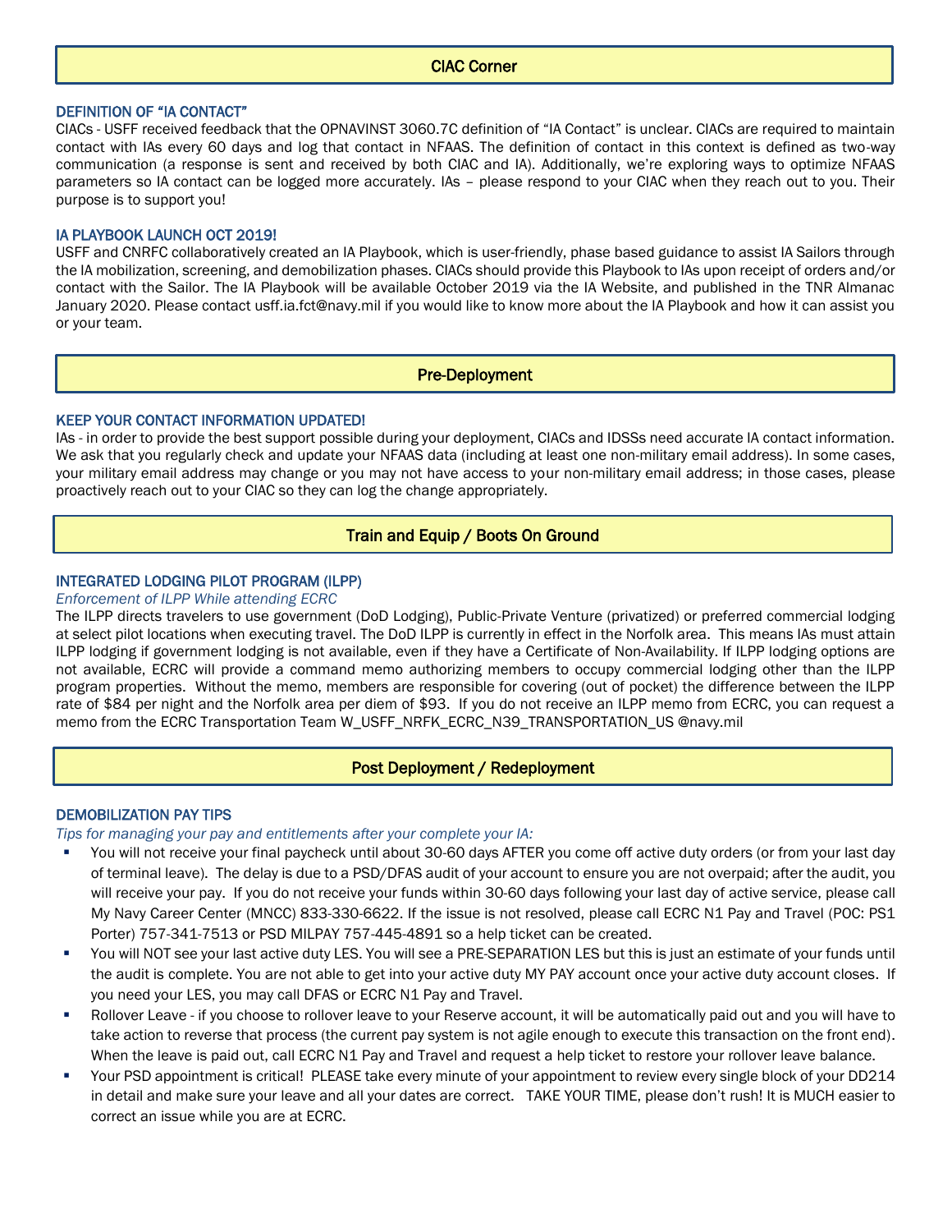## CIAC Corner

### DEFINITION OF "IA CONTACT"

CIACs - USFF received feedback that the OPNAVINST 3060.7C definition of "IA Contact" is unclear. CIACs are required to maintain contact with IAs every 60 days and log that contact in NFAAS. The definition of contact in this context is defined as two-way communication (a response is sent and received by both CIAC and IA). Additionally, we're exploring ways to optimize NFAAS parameters so IA contact can be logged more accurately. IAs – please respond to your CIAC when they reach out to you. Their purpose is to support you!

### IA PLAYBOOK LAUNCH OCT 2019!

USFF and CNRFC collaboratively created an IA Playbook, which is user-friendly, phase based guidance to assist IA Sailors through the IA mobilization, screening, and demobilization phases. CIACs should provide this Playbook to IAs upon receipt of orders and/or contact with the Sailor. The IA Playbook will be available October 2019 via the IA Website, and published in the TNR Almanac January 2020. Please contact usff.ia.fct@navy.mil if you would like to know more about the IA Playbook and how it can assist you or your team.

## Pre-Deployment

### KEEP YOUR CONTACT INFORMATION UPDATED!

IAs - in order to provide the best support possible during your deployment, CIACs and IDSSs need accurate IA contact information. We ask that you regularly check and update your NFAAS data (including at least one non-military email address). In some cases, your military email address may change or you may not have access to your non-military email address; in those cases, please proactively reach out to your CIAC so they can log the change appropriately.

## Train and Equip / Boots On Ground

### INTEGRATED LODGING PILOT PROGRAM (ILPP)

*Enforcement of ILPP While attending ECRC*

The ILPP directs travelers to use government (DoD Lodging), Public-Private Venture (privatized) or preferred commercial lodging at select pilot locations when executing travel. The DoD ILPP is currently in effect in the Norfolk area. This means IAs must attain ILPP lodging if government lodging is not available, even if they have a Certificate of Non-Availability. If ILPP lodging options are not available, ECRC will provide a command memo authorizing members to occupy commercial lodging other than the ILPP program properties. Without the memo, members are responsible for covering (out of pocket) the difference between the ILPP rate of $84 per night and the Norfolk area per diem of $93. If you do not receive an ILPP memo from ECRC, you can request a memo from the ECRC Transportation Team W_USFF_NRFK_ECRC_N39_TRANSPORTATION_US @navy.mil

## Post Deployment / Redeployment

### DEMOBILIZATION PAY TIPS

*Tips for managing your pay and entitlements after your complete your IA:*

- You will not receive your final paycheck until about 30-60 days AFTER you come off active duty orders (or from your last day of terminal leave). The delay is due to a PSD/DFAS audit of your account to ensure you are not overpaid; after the audit, you will receive your pay. If you do not receive your funds within 30-60 days following your last day of active service, please call My Navy Career Center (MNCC) 833-330-6622. If the issue is not resolved, please call ECRC N1 Pay and Travel (POC: PS1 Porter) 757-341-7513 or PSD MILPAY 757-445-4891 so a help ticket can be created.
- You will NOT see your last active duty LES. You will see a PRE-SEPARATION LES but this is just an estimate of your funds until the audit is complete. You are not able to get into your active duty MY PAY account once your active duty account closes. If you need your LES, you may call DFAS or ECRC N1 Pay and Travel.
- Rollover Leave - if you choose to rollover leave to your Reserve account, it will be automatically paid out and you will have to take action to reverse that process (the current pay system is not agile enough to execute this transaction on the front end). When the leave is paid out, call ECRC N1 Pay and Travel and request a help ticket to restore your rollover leave balance.
- Your PSD appointment is critical! PLEASE take every minute of your appointment to review every single block of your DD214 in detail and make sure your leave and all your dates are correct. TAKE YOUR TIME, please don't rush! It is MUCH easier to correct an issue while you are at ECRC.